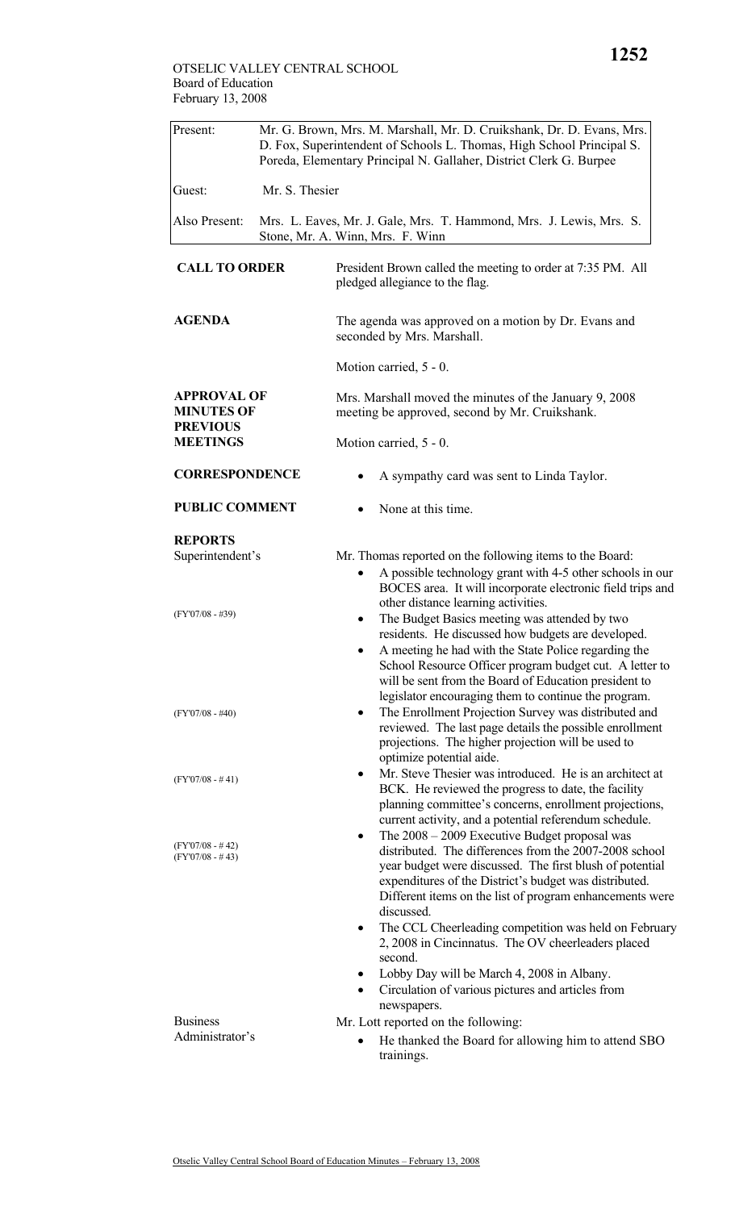OTSELIC VALLEY CENTRAL SCHOOL
Board of Education
February 13, 2008

| | |
|---|---|
| Present: | Mr. G. Brown, Mrs. M. Marshall, Mr. D. Cruikshank, Dr. D. Evans, Mrs. D. Fox, Superintendent of Schools L. Thomas, High School Principal S. Poreda, Elementary Principal N. Gallaher, District Clerk G. Burpee |
| Guest: | Mr. S. Thesier |
| Also Present: | Mrs. L. Eaves, Mr. J. Gale, Mrs. T. Hammond, Mrs. J. Lewis, Mrs. S. Stone, Mr. A. Winn, Mrs. F. Winn |

**CALL TO ORDER**

President Brown called the meeting to order at 7:35 PM. All pledged allegiance to the flag.

**AGENDA**

The agenda was approved on a motion by Dr. Evans and seconded by Mrs. Marshall.

Motion carried, 5 - 0.

**APPROVAL OF MINUTES OF PREVIOUS MEETINGS**

Mrs. Marshall moved the minutes of the January 9, 2008 meeting be approved, second by Mr. Cruikshank.

Motion carried, 5 - 0.

**CORRESPONDENCE**

- A sympathy card was sent to Linda Taylor.

**PUBLIC COMMENT**

- None at this time.

**REPORTS**

Superintendent's

Mr. Thomas reported on the following items to the Board:

- A possible technology grant with 4-5 other schools in our BOCES area. It will incorporate electronic field trips and other distance learning activities.
- (FY'07/08 - #39) The Budget Basics meeting was attended by two residents. He discussed how budgets are developed.
- A meeting he had with the State Police regarding the School Resource Officer program budget cut. A letter to will be sent from the Board of Education president to legislator encouraging them to continue the program.
- (FY'07/08 - #40) The Enrollment Projection Survey was distributed and reviewed. The last page details the possible enrollment projections. The higher projection will be used to optimize potential aide.
- (FY'07/08 - # 41) Mr. Steve Thesier was introduced. He is an architect at BCK. He reviewed the progress to date, the facility planning committee's concerns, enrollment projections, current activity, and a potential referendum schedule.
- (FY'07/08 - # 42) (FY'07/08 - # 43) The 2008 – 2009 Executive Budget proposal was distributed. The differences from the 2007-2008 school year budget were discussed. The first blush of potential expenditures of the District's budget was distributed. Different items on the list of program enhancements were discussed.
- The CCL Cheerleading competition was held on February 2, 2008 in Cincinnatus. The OV cheerleaders placed second.
- Lobby Day will be March 4, 2008 in Albany.
- Circulation of various pictures and articles from newspapers.

Business Administrator's

Mr. Lott reported on the following:

- He thanked the Board for allowing him to attend SBO trainings.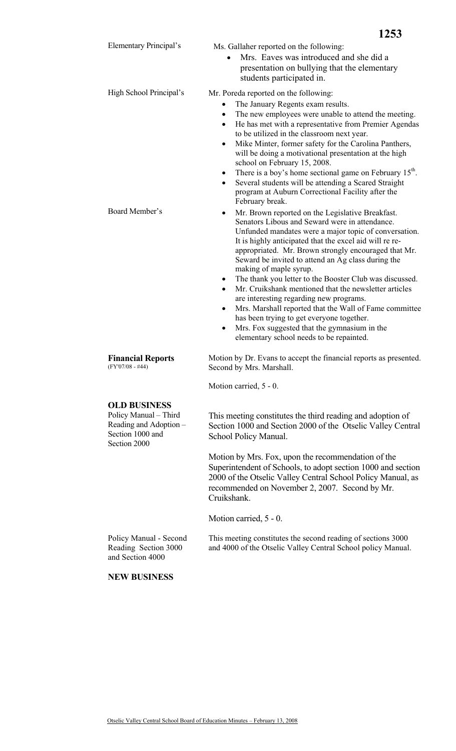Elementary Principal's

Ms. Gallaher reported on the following:

- Mrs. Eaves was introduced and she did a presentation on bullying that the elementary students participated in.

High School Principal's

Mr. Poreda reported on the following:

- The January Regents exam results.
- The new employees were unable to attend the meeting.
- He has met with a representative from Premier Agendas to be utilized in the classroom next year.
- Mike Minter, former safety for the Carolina Panthers, will be doing a motivational presentation at the high school on February 15, 2008.
- There is a boy's home sectional game on February 15th.
- Several students will be attending a Scared Straight program at Auburn Correctional Facility after the February break.

Board Member's

- Mr. Brown reported on the Legislative Breakfast. Senators Libous and Seward were in attendance. Unfunded mandates were a major topic of conversation. It is highly anticipated that the excel aid will re re-appropriated. Mr. Brown strongly encouraged that Mr. Seward be invited to attend an Ag class during the making of maple syrup.
- The thank you letter to the Booster Club was discussed.
- Mr. Cruikshank mentioned that the newsletter articles are interesting regarding new programs.
- Mrs. Marshall reported that the Wall of Fame committee has been trying to get everyone together.
- Mrs. Fox suggested that the gymnasium in the elementary school needs to be repainted.

**Financial Reports**
(FY'07/08 - #44)

Motion by Dr. Evans to accept the financial reports as presented. Second by Mrs. Marshall.

Motion carried, 5 - 0.

**OLD BUSINESS**

Policy Manual – Third Reading and Adoption – Section 1000 and Section 2000

This meeting constitutes the third reading and adoption of Section 1000 and Section 2000 of the Otselic Valley Central School Policy Manual.

Motion by Mrs. Fox, upon the recommendation of the Superintendent of Schools, to adopt section 1000 and section 2000 of the Otselic Valley Central School Policy Manual, as recommended on November 2, 2007. Second by Mr. Cruikshank.

Motion carried, 5 - 0.

Policy Manual - Second Reading Section 3000 and Section 4000

This meeting constitutes the second reading of sections 3000 and 4000 of the Otselic Valley Central School policy Manual.

**NEW BUSINESS**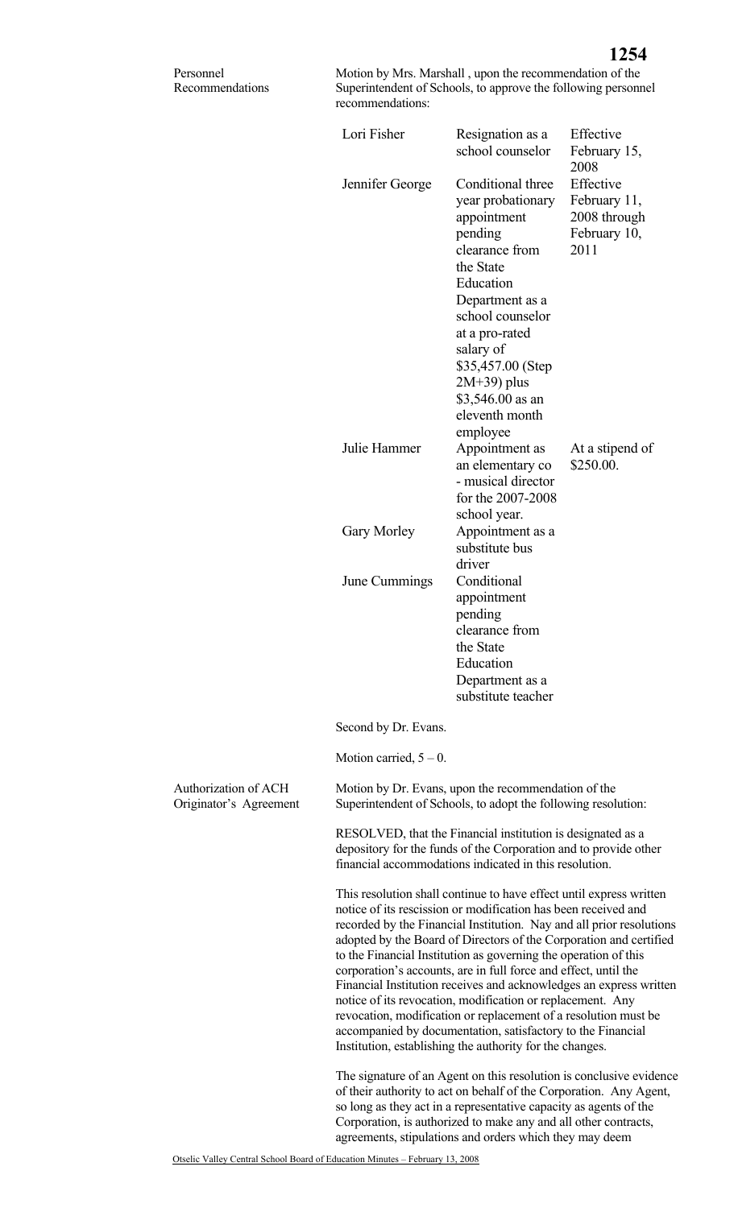**Personnel Recommendations**

Motion by Mrs. Marshall , upon the recommendation of the Superintendent of Schools, to approve the following personnel recommendations:

| | | |
|---|---|---|
| Lori Fisher | Resignation as a school counselor | Effective February 15, 2008 |
| Jennifer George | Conditional three year probationary appointment pending clearance from the State Education Department as a school counselor at a pro-rated salary of $35,457.00 (Step 2M+39) plus $3,546.00 as an eleventh month employee | Effective February 11, 2008 through February 10, 2011 |
| Julie Hammer | Appointment as an elementary co - musical director for the 2007-2008 school year. | At a stipend of $250.00. |
| Gary Morley | Appointment as a substitute bus driver | |
| June Cummings | Conditional appointment pending clearance from the State Education Department as a substitute teacher | |

Second by Dr. Evans.

Motion carried, 5 – 0.

**Authorization of ACH Originator's Agreement**

Motion by Dr. Evans, upon the recommendation of the Superintendent of Schools, to adopt the following resolution:

RESOLVED, that the Financial institution is designated as a depository for the funds of the Corporation and to provide other financial accommodations indicated in this resolution.

This resolution shall continue to have effect until express written notice of its rescission or modification has been received and recorded by the Financial Institution. Nay and all prior resolutions adopted by the Board of Directors of the Corporation and certified to the Financial Institution as governing the operation of this corporation's accounts, are in full force and effect, until the Financial Institution receives and acknowledges an express written notice of its revocation, modification or replacement. Any revocation, modification or replacement of a resolution must be accompanied by documentation, satisfactory to the Financial Institution, establishing the authority for the changes.

The signature of an Agent on this resolution is conclusive evidence of their authority to act on behalf of the Corporation. Any Agent, so long as they act in a representative capacity as agents of the Corporation, is authorized to make any and all other contracts, agreements, stipulations and orders which they may deem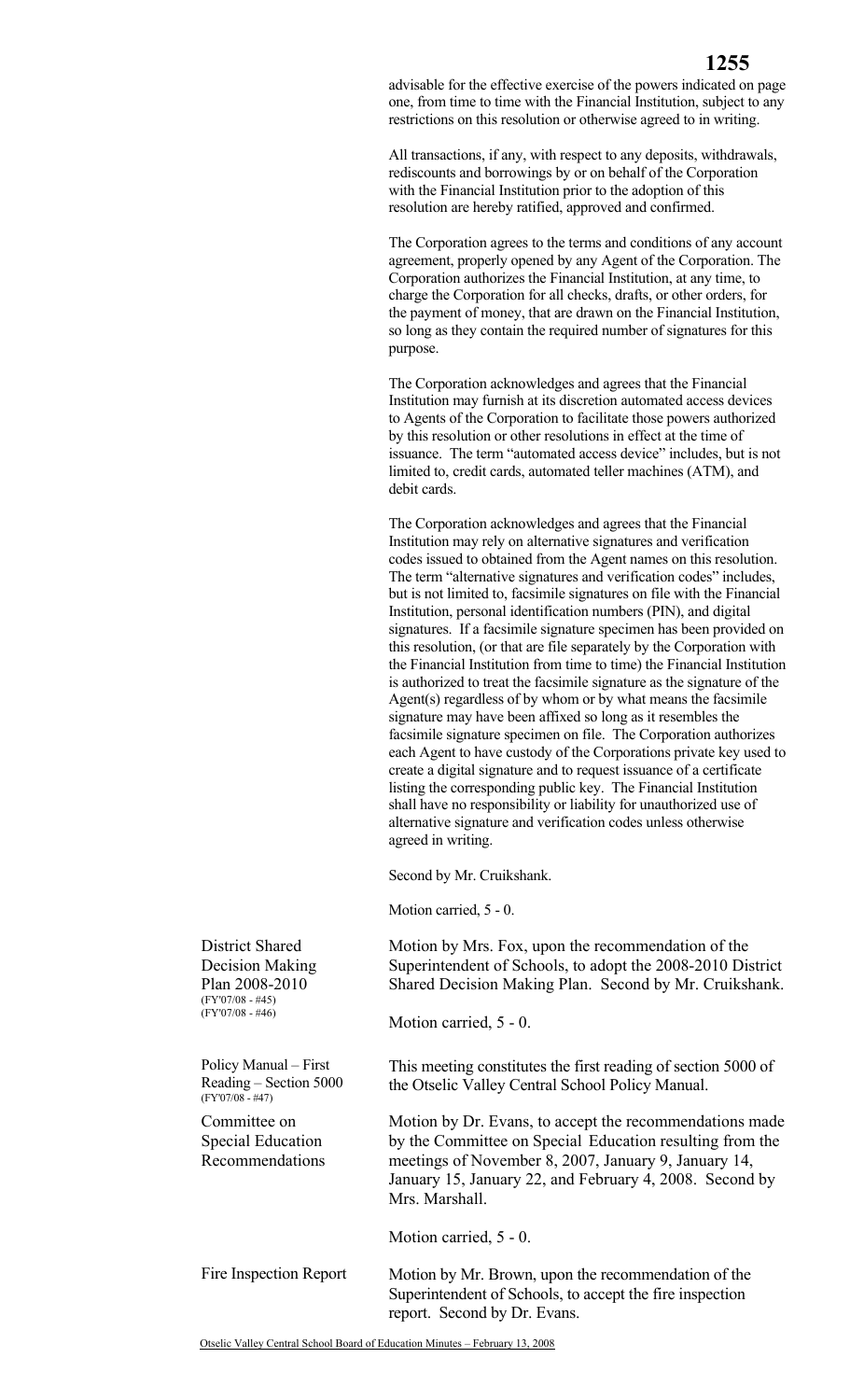advisable for the effective exercise of the powers indicated on page one, from time to time with the Financial Institution, subject to any restrictions on this resolution or otherwise agreed to in writing.

All transactions, if any, with respect to any deposits, withdrawals, rediscounts and borrowings by or on behalf of the Corporation with the Financial Institution prior to the adoption of this resolution are hereby ratified, approved and confirmed.

The Corporation agrees to the terms and conditions of any account agreement, properly opened by any Agent of the Corporation. The Corporation authorizes the Financial Institution, at any time, to charge the Corporation for all checks, drafts, or other orders, for the payment of money, that are drawn on the Financial Institution, so long as they contain the required number of signatures for this purpose.

The Corporation acknowledges and agrees that the Financial Institution may furnish at its discretion automated access devices to Agents of the Corporation to facilitate those powers authorized by this resolution or other resolutions in effect at the time of issuance. The term "automated access device" includes, but is not limited to, credit cards, automated teller machines (ATM), and debit cards.

The Corporation acknowledges and agrees that the Financial Institution may rely on alternative signatures and verification codes issued to obtained from the Agent names on this resolution. The term "alternative signatures and verification codes" includes, but is not limited to, facsimile signatures on file with the Financial Institution, personal identification numbers (PIN), and digital signatures. If a facsimile signature specimen has been provided on this resolution, (or that are file separately by the Corporation with the Financial Institution from time to time) the Financial Institution is authorized to treat the facsimile signature as the signature of the Agent(s) regardless of by whom or by what means the facsimile signature may have been affixed so long as it resembles the facsimile signature specimen on file. The Corporation authorizes each Agent to have custody of the Corporations private key used to create a digital signature and to request issuance of a certificate listing the corresponding public key. The Financial Institution shall have no responsibility or liability for unauthorized use of alternative signature and verification codes unless otherwise agreed in writing.

Second by Mr. Cruikshank.

Motion carried, 5 - 0.

**District Shared Decision Making Plan 2008-2010** (FY'07/08 - #45) (FY'07/08 - #46)

Motion by Mrs. Fox, upon the recommendation of the Superintendent of Schools, to adopt the 2008-2010 District Shared Decision Making Plan. Second by Mr. Cruikshank.

Motion carried, 5 - 0.

**Policy Manual – First Reading – Section 5000** (FY'07/08 - #47)

This meeting constitutes the first reading of section 5000 of the Otselic Valley Central School Policy Manual.

**Committee on Special Education Recommendations**

Motion by Dr. Evans, to accept the recommendations made by the Committee on Special Education resulting from the meetings of November 8, 2007, January 9, January 14, January 15, January 22, and February 4, 2008. Second by Mrs. Marshall.

Motion carried, 5 - 0.

**Fire Inspection Report**

Motion by Mr. Brown, upon the recommendation of the Superintendent of Schools, to accept the fire inspection report. Second by Dr. Evans.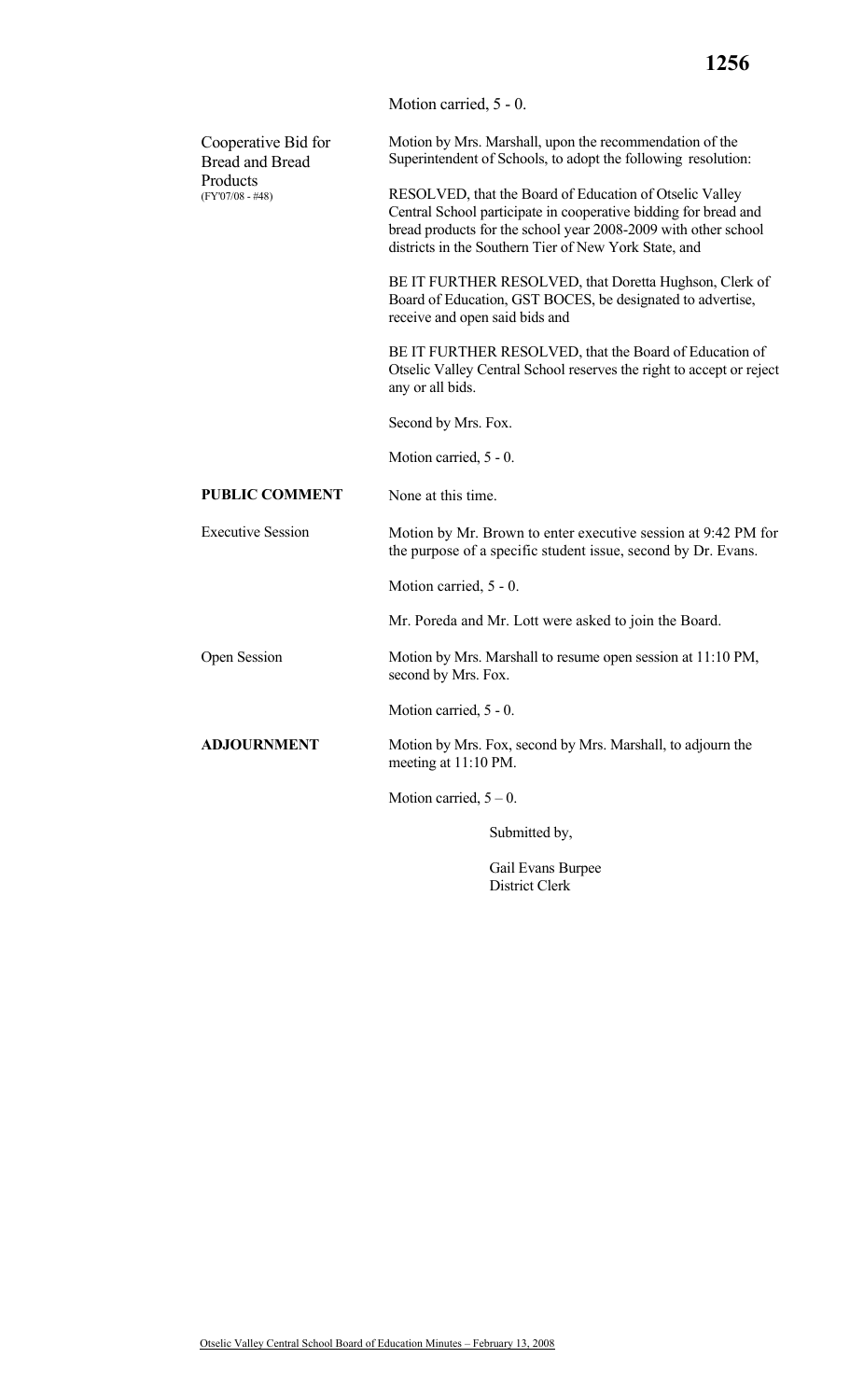Motion carried, 5 - 0.

**Cooperative Bid for Bread and Bread Products** (FY'07/08 - #48)

Motion by Mrs. Marshall, upon the recommendation of the Superintendent of Schools, to adopt the following resolution:

RESOLVED, that the Board of Education of Otselic Valley Central School participate in cooperative bidding for bread and bread products for the school year 2008-2009 with other school districts in the Southern Tier of New York State, and

BE IT FURTHER RESOLVED, that Doretta Hughson, Clerk of Board of Education, GST BOCES, be designated to advertise, receive and open said bids and

BE IT FURTHER RESOLVED, that the Board of Education of Otselic Valley Central School reserves the right to accept or reject any or all bids.

Second by Mrs. Fox.

Motion carried, 5 - 0.

**PUBLIC COMMENT**

None at this time.

**Executive Session**

Motion by Mr. Brown to enter executive session at 9:42 PM for the purpose of a specific student issue, second by Dr. Evans.

Motion carried, 5 - 0.

Mr. Poreda and Mr. Lott were asked to join the Board.

**Open Session**

Motion by Mrs. Marshall to resume open session at 11:10 PM, second by Mrs. Fox.

Motion carried, 5 - 0.

**ADJOURNMENT**

Motion by Mrs. Fox, second by Mrs. Marshall, to adjourn the meeting at 11:10 PM.

Motion carried, 5 – 0.

Submitted by,

Gail Evans Burpee
District Clerk